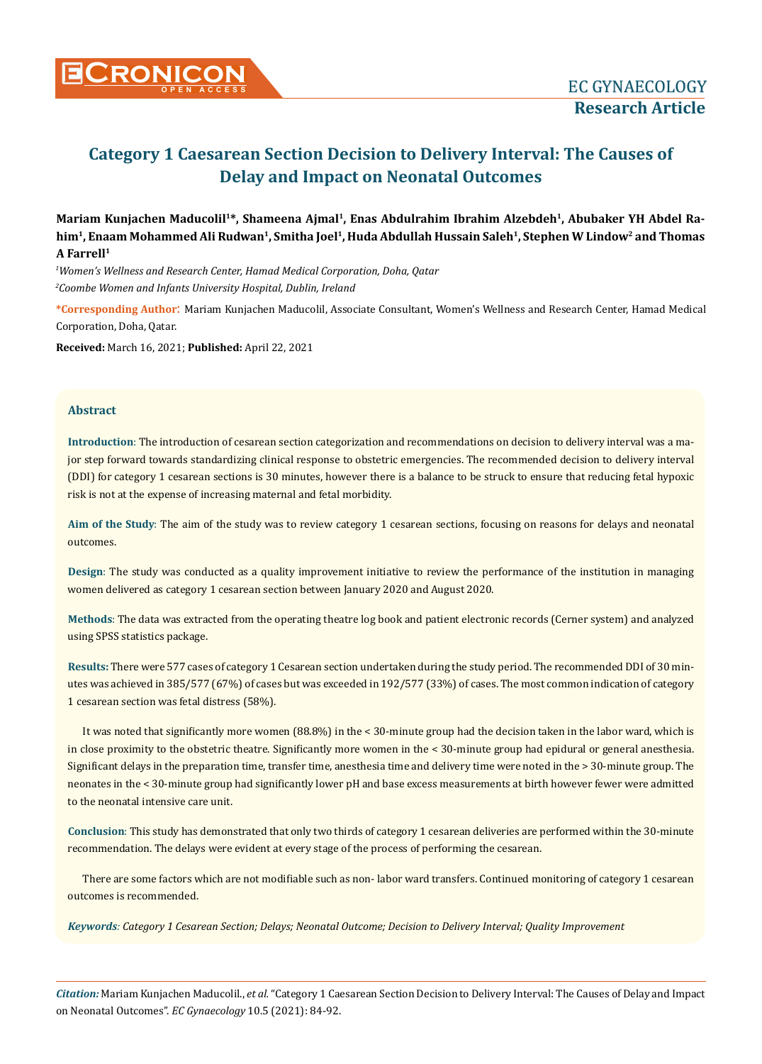# Category 1 Caesarean Section Decision to Delivery Interval: The Causes of Delay and Impact on Neonatal Outcomes

**Mariam Kunjachen Maducolil[1]*, Shameena Ajmal[1], Enas Abdulrahim Ibrahim Alzebdeh[1], Abubaker YH Abdel Rahim[1], Enaam Mohammed Ali Rudwan[1], Smitha Joel[1], Huda Abdullah Hussain Saleh[1], Stephen W Lindow[2] and Thomas A Farrell[1]**

*[1]Women's Wellness and Research Center, Hamad Medical Corporation, Doha, Qatar*

*[2]Coombe Women and Infants University Hospital, Dublin, Ireland*

**\*Corresponding Author:** Mariam Kunjachen Maducolil, Associate Consultant, Women's Wellness and Research Center, Hamad Medical Corporation, Doha, Qatar.

**Received:** March 16, 2021; **Published:** April 22, 2021

## Abstract

**Introduction**: The introduction of cesarean section categorization and recommendations on decision to delivery interval was a major step forward towards standardizing clinical response to obstetric emergencies. The recommended decision to delivery interval (DDI) for category 1 cesarean sections is 30 minutes, however there is a balance to be struck to ensure that reducing fetal hypoxic risk is not at the expense of increasing maternal and fetal morbidity.

**Aim of the Study**: The aim of the study was to review category 1 cesarean sections, focusing on reasons for delays and neonatal outcomes.

**Design**: The study was conducted as a quality improvement initiative to review the performance of the institution in managing women delivered as category 1 cesarean section between January 2020 and August 2020.

**Methods**: The data was extracted from the operating theatre log book and patient electronic records (Cerner system) and analyzed using SPSS statistics package.

**Results:** There were 577 cases of category 1 Cesarean section undertaken during the study period. The recommended DDI of 30 minutes was achieved in 385/577 (67%) of cases but was exceeded in 192/577 (33%) of cases. The most common indication of category 1 cesarean section was fetal distress (58%).

It was noted that significantly more women (88.8%) in the < 30-minute group had the decision taken in the labor ward, which is in close proximity to the obstetric theatre. Significantly more women in the < 30-minute group had epidural or general anesthesia. Significant delays in the preparation time, transfer time, anesthesia time and delivery time were noted in the > 30-minute group. The neonates in the < 30-minute group had significantly lower pH and base excess measurements at birth however fewer were admitted to the neonatal intensive care unit.

**Conclusion**: This study has demonstrated that only two thirds of category 1 cesarean deliveries are performed within the 30-minute recommendation. The delays were evident at every stage of the process of performing the cesarean.

There are some factors which are not modifiable such as non- labor ward transfers. Continued monitoring of category 1 cesarean outcomes is recommended.

***Keywords**: Category 1 Cesarean Section; Delays; Neonatal Outcome; Decision to Delivery Interval; Quality Improvement*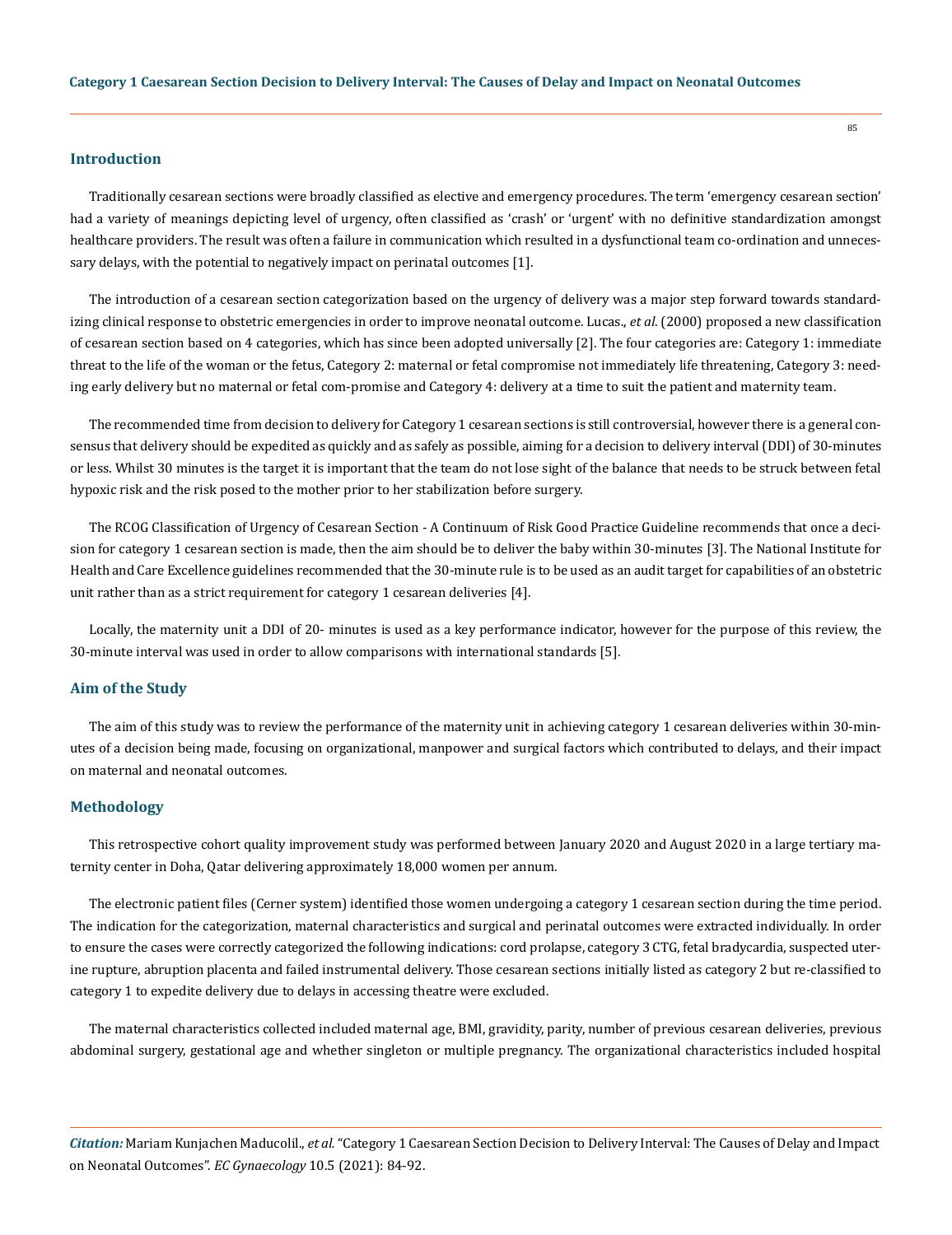## Introduction

Traditionally cesarean sections were broadly classified as elective and emergency procedures. The term 'emergency cesarean section' had a variety of meanings depicting level of urgency, often classified as 'crash' or 'urgent' with no definitive standardization amongst healthcare providers. The result was often a failure in communication which resulted in a dysfunctional team co-ordination and unnecessary delays, with the potential to negatively impact on perinatal outcomes [1].

The introduction of a cesarean section categorization based on the urgency of delivery was a major step forward towards standardizing clinical response to obstetric emergencies in order to improve neonatal outcome. Lucas., *et al*. (2000) proposed a new classification of cesarean section based on 4 categories, which has since been adopted universally [2]. The four categories are: Category 1: immediate threat to the life of the woman or the fetus, Category 2: maternal or fetal compromise not immediately life threatening, Category 3: needing early delivery but no maternal or fetal com-promise and Category 4: delivery at a time to suit the patient and maternity team.

The recommended time from decision to delivery for Category 1 cesarean sections is still controversial, however there is a general consensus that delivery should be expedited as quickly and as safely as possible, aiming for a decision to delivery interval (DDI) of 30-minutes or less. Whilst 30 minutes is the target it is important that the team do not lose sight of the balance that needs to be struck between fetal hypoxic risk and the risk posed to the mother prior to her stabilization before surgery.

The RCOG Classification of Urgency of Cesarean Section - A Continuum of Risk Good Practice Guideline recommends that once a decision for category 1 cesarean section is made, then the aim should be to deliver the baby within 30-minutes [3]. The National Institute for Health and Care Excellence guidelines recommended that the 30-minute rule is to be used as an audit target for capabilities of an obstetric unit rather than as a strict requirement for category 1 cesarean deliveries [4].

Locally, the maternity unit a DDI of 20- minutes is used as a key performance indicator, however for the purpose of this review, the 30-minute interval was used in order to allow comparisons with international standards [5].

## Aim of the Study

The aim of this study was to review the performance of the maternity unit in achieving category 1 cesarean deliveries within 30-minutes of a decision being made, focusing on organizational, manpower and surgical factors which contributed to delays, and their impact on maternal and neonatal outcomes.

## Methodology

This retrospective cohort quality improvement study was performed between January 2020 and August 2020 in a large tertiary maternity center in Doha, Qatar delivering approximately 18,000 women per annum.

The electronic patient files (Cerner system) identified those women undergoing a category 1 cesarean section during the time period. The indication for the categorization, maternal characteristics and surgical and perinatal outcomes were extracted individually. In order to ensure the cases were correctly categorized the following indications: cord prolapse, category 3 CTG, fetal bradycardia, suspected uterine rupture, abruption placenta and failed instrumental delivery. Those cesarean sections initially listed as category 2 but re-classified to category 1 to expedite delivery due to delays in accessing theatre were excluded.

The maternal characteristics collected included maternal age, BMI, gravidity, parity, number of previous cesarean deliveries, previous abdominal surgery, gestational age and whether singleton or multiple pregnancy. The organizational characteristics included hospital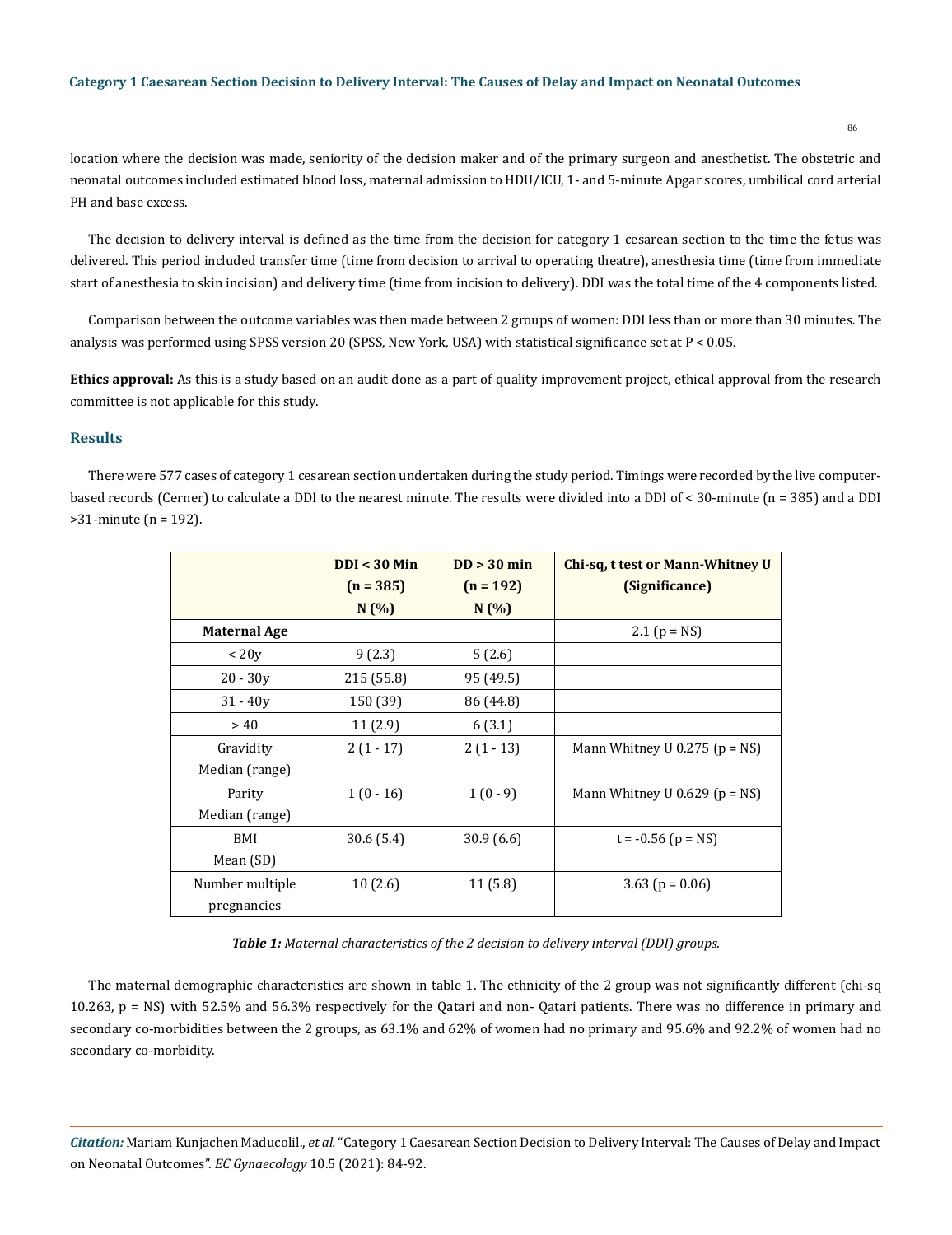location where the decision was made, seniority of the decision maker and of the primary surgeon and anesthetist. The obstetric and neonatal outcomes included estimated blood loss, maternal admission to HDU/ICU, 1- and 5-minute Apgar scores, umbilical cord arterial PH and base excess.

The decision to delivery interval is defined as the time from the decision for category 1 cesarean section to the time the fetus was delivered. This period included transfer time (time from decision to arrival to operating theatre), anesthesia time (time from immediate start of anesthesia to skin incision) and delivery time (time from incision to delivery). DDI was the total time of the 4 components listed.

Comparison between the outcome variables was then made between 2 groups of women: DDI less than or more than 30 minutes. The analysis was performed using SPSS version 20 (SPSS, New York, USA) with statistical significance set at $P < 0.05$.

**Ethics approval:** As this is a study based on an audit done as a part of quality improvement project, ethical approval from the research committee is not applicable for this study.

## Results

There were 577 cases of category 1 cesarean section undertaken during the study period. Timings were recorded by the live computer-based records (Cerner) to calculate a DDI to the nearest minute. The results were divided into a DDI of < 30-minute (n = 385) and a DDI >31-minute (n = 192).

| | DDI < 30 Min (n = 385) N (%) | DD > 30 min (n = 192) N (%) | Chi-sq, t test or Mann-Whitney U (Significance) |
|---|---|---|---|
| **Maternal Age** | | | 2.1 (p = NS) |
| < 20y | 9 (2.3) | 5 (2.6) | |
| 20 - 30y | 215 (55.8) | 95 (49.5) | |
| 31 - 40y | 150 (39) | 86 (44.8) | |
| > 40 | 11 (2.9) | 6 (3.1) | |
| Gravidity Median (range) | 2 (1 - 17) | 2 (1 - 13) | Mann Whitney U 0.275 (p = NS) |
| Parity Median (range) | 1 (0 - 16) | 1 (0 - 9) | Mann Whitney U 0.629 (p = NS) |
| BMI Mean (SD) | 30.6 (5.4) | 30.9 (6.6) | t = -0.56 (p = NS) |
| Number multiple pregnancies | 10 (2.6) | 11 (5.8) | 3.63 (p = 0.06) |

***Table 1:*** *Maternal characteristics of the 2 decision to delivery interval (DDI) groups.*

The maternal demographic characteristics are shown in table 1. The ethnicity of the 2 group was not significantly different (chi-sq 10.263, p = NS) with 52.5% and 56.3% respectively for the Qatari and non- Qatari patients. There was no difference in primary and secondary co-morbidities between the 2 groups, as 63.1% and 62% of women had no primary and 95.6% and 92.2% of women had no secondary co-morbidity.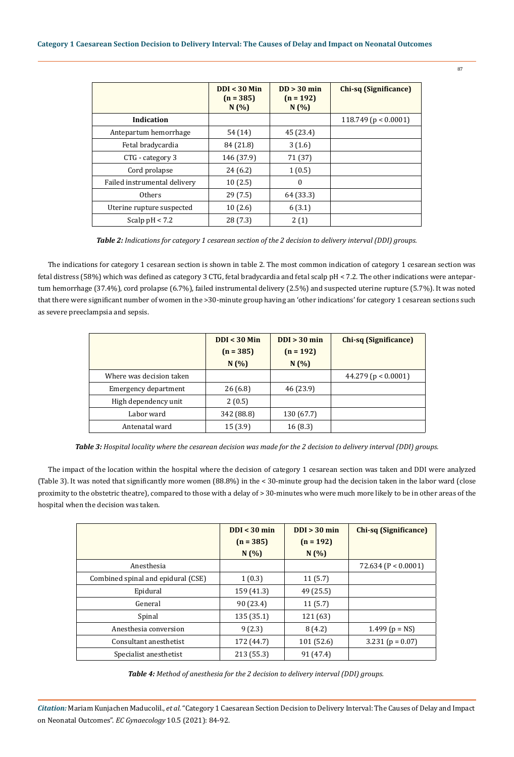| | DDI < 30 Min (n = 385) N (%) | DD > 30 min (n = 192) N (%) | Chi-sq (Significance) |
|---|---|---|---|
| **Indication** | | | 118.749 (p < 0.0001) |
| Antepartum hemorrhage | 54 (14) | 45 (23.4) | |
| Fetal bradycardia | 84 (21.8) | 3 (1.6) | |
| CTG - category 3 | 146 (37.9) | 71 (37) | |
| Cord prolapse | 24 (6.2) | 1 (0.5) | |
| Failed instrumental delivery | 10 (2.5) | 0 | |
| Others | 29 (7.5) | 64 (33.3) | |
| Uterine rupture suspected | 10 (2.6) | 6 (3.1) | |
| Scalp pH < 7.2 | 28 (7.3) | 2 (1) | |

***Table 2:*** *Indications for category 1 cesarean section of the 2 decision to delivery interval (DDI) groups.*

The indications for category 1 cesarean section is shown in table 2. The most common indication of category 1 cesarean section was fetal distress (58%) which was defined as category 3 CTG, fetal bradycardia and fetal scalp pH < 7.2. The other indications were antepartum hemorrhage (37.4%), cord prolapse (6.7%), failed instrumental delivery (2.5%) and suspected uterine rupture (5.7%). It was noted that there were significant number of women in the >30-minute group having an 'other indications' for category 1 cesarean sections such as severe preeclampsia and sepsis.

| | DDI < 30 Min (n = 385) N (%) | DDI > 30 min (n = 192) N (%) | Chi-sq (Significance) |
|---|---|---|---|
| Where was decision taken | | | 44.279 (p < 0.0001) |
| Emergency department | 26 (6.8) | 46 (23.9) | |
| High dependency unit | 2 (0.5) | | |
| Labor ward | 342 (88.8) | 130 (67.7) | |
| Antenatal ward | 15 (3.9) | 16 (8.3) | |

***Table 3:*** *Hospital locality where the cesarean decision was made for the 2 decision to delivery interval (DDI) groups.*

The impact of the location within the hospital where the decision of category 1 cesarean section was taken and DDI were analyzed (Table 3). It was noted that significantly more women (88.8%) in the < 30-minute group had the decision taken in the labor ward (close proximity to the obstetric theatre), compared to those with a delay of > 30-minutes who were much more likely to be in other areas of the hospital when the decision was taken.

| | DDI < 30 min (n = 385) N (%) | DDI > 30 min (n = 192) N (%) | Chi-sq (Significance) |
|---|---|---|---|
| Anesthesia | | | 72.634 (P < 0.0001) |
| Combined spinal and epidural (CSE) | 1 (0.3) | 11 (5.7) | |
| Epidural | 159 (41.3) | 49 (25.5) | |
| General | 90 (23.4) | 11 (5.7) | |
| Spinal | 135 (35.1) | 121 (63) | |
| Anesthesia conversion | 9 (2.3) | 8 (4.2) | 1.499 (p = NS) |
| Consultant anesthetist | 172 (44.7) | 101 (52.6) | 3.231 (p = 0.07) |
| Specialist anesthetist | 213 (55.3) | 91 (47.4) | |

***Table 4:*** *Method of anesthesia for the 2 decision to delivery interval (DDI) groups.*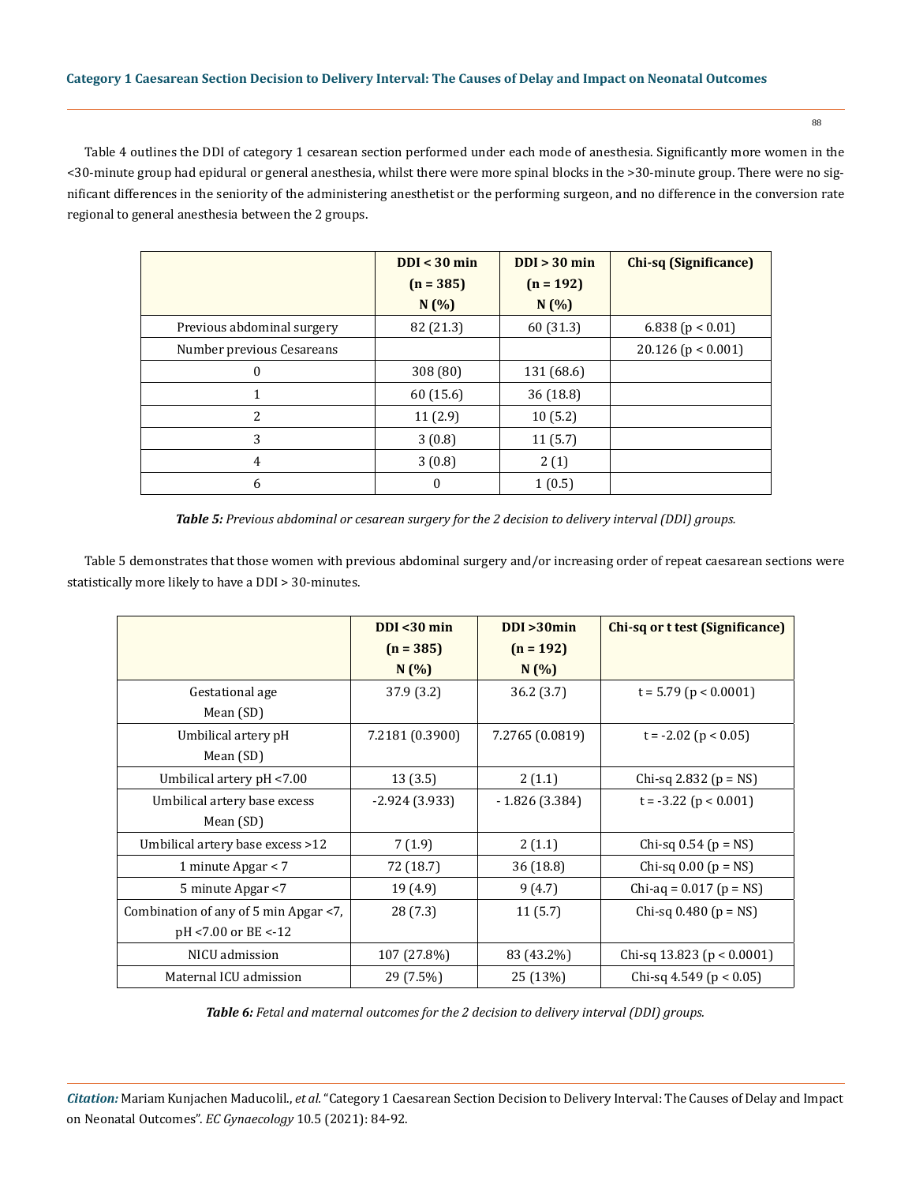Table 4 outlines the DDI of category 1 cesarean section performed under each mode of anesthesia. Significantly more women in the <30-minute group had epidural or general anesthesia, whilst there were more spinal blocks in the >30-minute group. There were no significant differences in the seniority of the administering anesthetist or the performing surgeon, and no difference in the conversion rate regional to general anesthesia between the 2 groups.

| | DDI < 30 min (n = 385) N (%) | DDI > 30 min (n = 192) N (%) | Chi-sq (Significance) |
|---|---|---|---|
| Previous abdominal surgery | 82 (21.3) | 60 (31.3) | 6.838 (p < 0.01) |
| Number previous Cesareans | | | 20.126 (p < 0.001) |
| 0 | 308 (80) | 131 (68.6) | |
| 1 | 60 (15.6) | 36 (18.8) | |
| 2 | 11 (2.9) | 10 (5.2) | |
| 3 | 3 (0.8) | 11 (5.7) | |
| 4 | 3 (0.8) | 2 (1) | |
| 6 | 0 | 1 (0.5) | |

***Table 5:*** *Previous abdominal or cesarean surgery for the 2 decision to delivery interval (DDI) groups.*

Table 5 demonstrates that those women with previous abdominal surgery and/or increasing order of repeat caesarean sections were statistically more likely to have a DDI > 30-minutes.

| | DDI <30 min (n = 385) N (%) | DDI >30min (n = 192) N (%) | Chi-sq or t test (Significance) |
|---|---|---|---|
| Gestational age Mean (SD) | 37.9 (3.2) | 36.2 (3.7) | t = 5.79 (p < 0.0001) |
| Umbilical artery pH Mean (SD) | 7.2181 (0.3900) | 7.2765 (0.0819) | t = -2.02 (p < 0.05) |
| Umbilical artery pH <7.00 | 13 (3.5) | 2 (1.1) | Chi-sq 2.832 (p = NS) |
| Umbilical artery base excess Mean (SD) | -2.924 (3.933) | - 1.826 (3.384) | t = -3.22 (p < 0.001) |
| Umbilical artery base excess >12 | 7 (1.9) | 2 (1.1) | Chi-sq 0.54 (p = NS) |
| 1 minute Apgar < 7 | 72 (18.7) | 36 (18.8) | Chi-sq 0.00 (p = NS) |
| 5 minute Apgar <7 | 19 (4.9) | 9 (4.7) | Chi-aq = 0.017 (p = NS) |
| Combination of any of 5 min Apgar <7, pH <7.00 or BE <-12 | 28 (7.3) | 11 (5.7) | Chi-sq 0.480 (p = NS) |
| NICU admission | 107 (27.8%) | 83 (43.2%) | Chi-sq 13.823 (p < 0.0001) |
| Maternal ICU admission | 29 (7.5%) | 25 (13%) | Chi-sq 4.549 (p < 0.05) |

***Table 6:*** *Fetal and maternal outcomes for the 2 decision to delivery interval (DDI) groups.*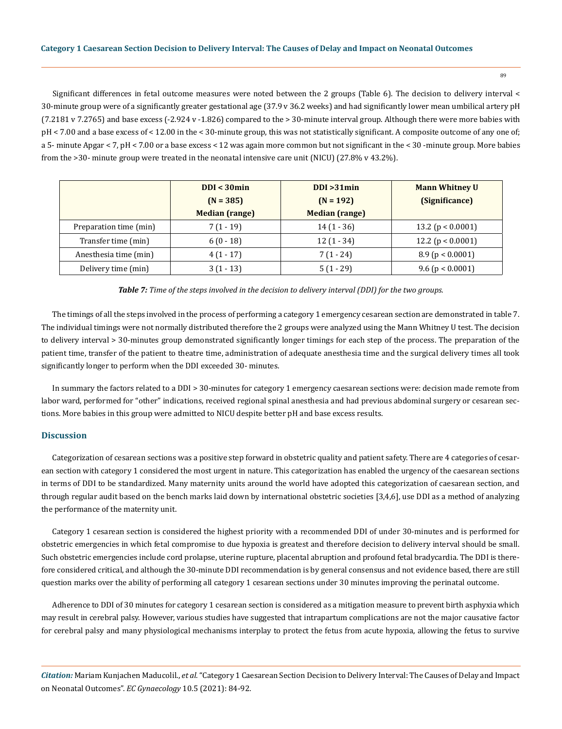Significant differences in fetal outcome measures were noted between the 2 groups (Table 6). The decision to delivery interval < 30-minute group were of a significantly greater gestational age (37.9 v 36.2 weeks) and had significantly lower mean umbilical artery pH (7.2181 v 7.2765) and base excess (-2.924 v -1.826) compared to the > 30-minute interval group. Although there were more babies with pH < 7.00 and a base excess of < 12.00 in the < 30-minute group, this was not statistically significant. A composite outcome of any one of; a 5- minute Apgar < 7, pH < 7.00 or a base excess < 12 was again more common but not significant in the < 30 -minute group. More babies from the >30- minute group were treated in the neonatal intensive care unit (NICU) (27.8% v 43.2%).

| | DDI < 30min (N = 385) Median (range) | DDI >31min (N = 192) Median (range) | Mann Whitney U (Significance) |
|---|---|---|---|
| Preparation time (min) | 7 (1 - 19) | 14 (1 - 36) | 13.2 ($p < 0.0001$) |
| Transfer time (min) | 6 (0 - 18) | 12 (1 - 34) | 12.2 ($p < 0.0001$) |
| Anesthesia time (min) | 4 (1 - 17) | 7 (1 - 24) | 8.9 ($p < 0.0001$) |
| Delivery time (min) | 3 (1 - 13) | 5 (1 - 29) | 9.6 ($p < 0.0001$) |

***Table 7:*** *Time of the steps involved in the decision to delivery interval (DDI) for the two groups.*

The timings of all the steps involved in the process of performing a category 1 emergency cesarean section are demonstrated in table 7. The individual timings were not normally distributed therefore the 2 groups were analyzed using the Mann Whitney U test. The decision to delivery interval > 30-minutes group demonstrated significantly longer timings for each step of the process. The preparation of the patient time, transfer of the patient to theatre time, administration of adequate anesthesia time and the surgical delivery times all took significantly longer to perform when the DDI exceeded 30- minutes.

In summary the factors related to a DDI > 30-minutes for category 1 emergency caesarean sections were: decision made remote from labor ward, performed for "other" indications, received regional spinal anesthesia and had previous abdominal surgery or cesarean sections. More babies in this group were admitted to NICU despite better pH and base excess results.

## Discussion

Categorization of cesarean sections was a positive step forward in obstetric quality and patient safety. There are 4 categories of cesarean section with category 1 considered the most urgent in nature. This categorization has enabled the urgency of the caesarean sections in terms of DDI to be standardized. Many maternity units around the world have adopted this categorization of caesarean section, and through regular audit based on the bench marks laid down by international obstetric societies [3,4,6], use DDI as a method of analyzing the performance of the maternity unit.

Category 1 cesarean section is considered the highest priority with a recommended DDI of under 30-minutes and is performed for obstetric emergencies in which fetal compromise to due hypoxia is greatest and therefore decision to delivery interval should be small. Such obstetric emergencies include cord prolapse, uterine rupture, placental abruption and profound fetal bradycardia. The DDI is therefore considered critical, and although the 30-minute DDI recommendation is by general consensus and not evidence based, there are still question marks over the ability of performing all category 1 cesarean sections under 30 minutes improving the perinatal outcome.

Adherence to DDI of 30 minutes for category 1 cesarean section is considered as a mitigation measure to prevent birth asphyxia which may result in cerebral palsy. However, various studies have suggested that intrapartum complications are not the major causative factor for cerebral palsy and many physiological mechanisms interplay to protect the fetus from acute hypoxia, allowing the fetus to survive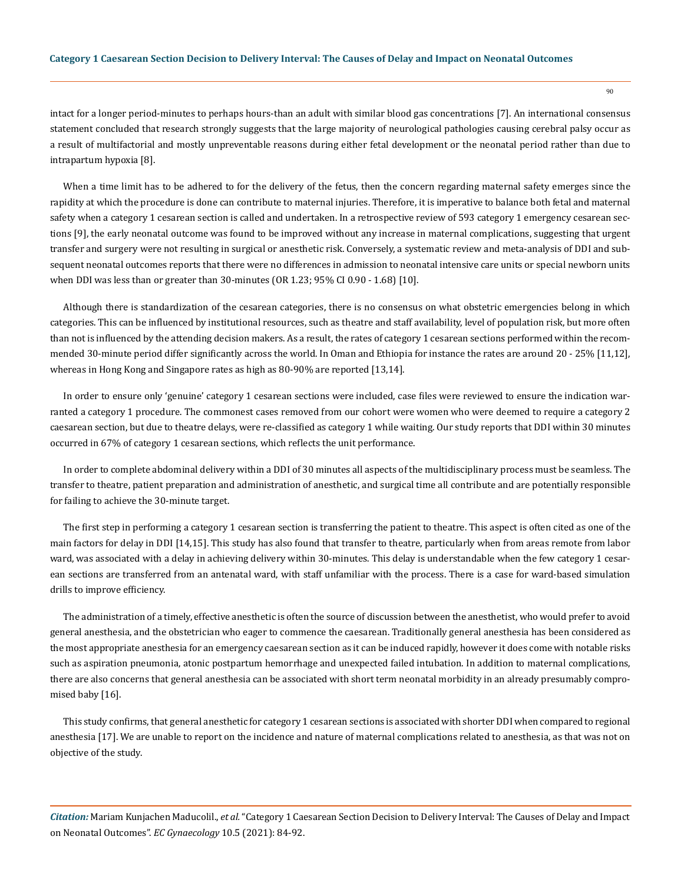intact for a longer period-minutes to perhaps hours-than an adult with similar blood gas concentrations [7]. An international consensus statement concluded that research strongly suggests that the large majority of neurological pathologies causing cerebral palsy occur as a result of multifactorial and mostly unpreventable reasons during either fetal development or the neonatal period rather than due to intrapartum hypoxia [8].

When a time limit has to be adhered to for the delivery of the fetus, then the concern regarding maternal safety emerges since the rapidity at which the procedure is done can contribute to maternal injuries. Therefore, it is imperative to balance both fetal and maternal safety when a category 1 cesarean section is called and undertaken. In a retrospective review of 593 category 1 emergency cesarean sections [9], the early neonatal outcome was found to be improved without any increase in maternal complications, suggesting that urgent transfer and surgery were not resulting in surgical or anesthetic risk. Conversely, a systematic review and meta-analysis of DDI and subsequent neonatal outcomes reports that there were no differences in admission to neonatal intensive care units or special newborn units when DDI was less than or greater than 30-minutes (OR 1.23; 95% CI 0.90 - 1.68) [10].

Although there is standardization of the cesarean categories, there is no consensus on what obstetric emergencies belong in which categories. This can be influenced by institutional resources, such as theatre and staff availability, level of population risk, but more often than not is influenced by the attending decision makers. As a result, the rates of category 1 cesarean sections performed within the recommended 30-minute period differ significantly across the world. In Oman and Ethiopia for instance the rates are around 20 - 25% [11,12], whereas in Hong Kong and Singapore rates as high as 80-90% are reported [13,14].

In order to ensure only 'genuine' category 1 cesarean sections were included, case files were reviewed to ensure the indication warranted a category 1 procedure. The commonest cases removed from our cohort were women who were deemed to require a category 2 caesarean section, but due to theatre delays, were re-classified as category 1 while waiting. Our study reports that DDI within 30 minutes occurred in 67% of category 1 cesarean sections, which reflects the unit performance.

In order to complete abdominal delivery within a DDI of 30 minutes all aspects of the multidisciplinary process must be seamless. The transfer to theatre, patient preparation and administration of anesthetic, and surgical time all contribute and are potentially responsible for failing to achieve the 30-minute target.

The first step in performing a category 1 cesarean section is transferring the patient to theatre. This aspect is often cited as one of the main factors for delay in DDI [14,15]. This study has also found that transfer to theatre, particularly when from areas remote from labor ward, was associated with a delay in achieving delivery within 30-minutes. This delay is understandable when the few category 1 cesarean sections are transferred from an antenatal ward, with staff unfamiliar with the process. There is a case for ward-based simulation drills to improve efficiency.

The administration of a timely, effective anesthetic is often the source of discussion between the anesthetist, who would prefer to avoid general anesthesia, and the obstetrician who eager to commence the caesarean. Traditionally general anesthesia has been considered as the most appropriate anesthesia for an emergency caesarean section as it can be induced rapidly, however it does come with notable risks such as aspiration pneumonia, atonic postpartum hemorrhage and unexpected failed intubation. In addition to maternal complications, there are also concerns that general anesthesia can be associated with short term neonatal morbidity in an already presumably compromised baby [16].

This study confirms, that general anesthetic for category 1 cesarean sections is associated with shorter DDI when compared to regional anesthesia [17]. We are unable to report on the incidence and nature of maternal complications related to anesthesia, as that was not on objective of the study.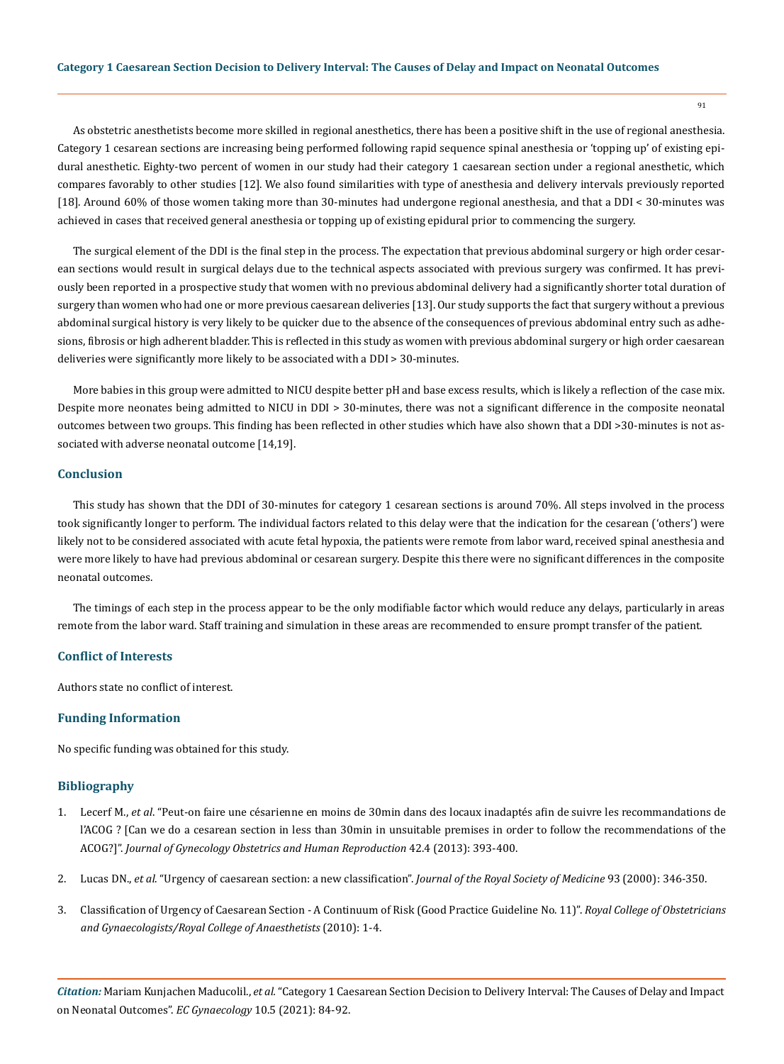As obstetric anesthetists become more skilled in regional anesthetics, there has been a positive shift in the use of regional anesthesia. Category 1 cesarean sections are increasing being performed following rapid sequence spinal anesthesia or 'topping up' of existing epidural anesthetic. Eighty-two percent of women in our study had their category 1 caesarean section under a regional anesthetic, which compares favorably to other studies [12]. We also found similarities with type of anesthesia and delivery intervals previously reported [18]. Around 60% of those women taking more than 30-minutes had undergone regional anesthesia, and that a DDI < 30-minutes was achieved in cases that received general anesthesia or topping up of existing epidural prior to commencing the surgery.

The surgical element of the DDI is the final step in the process. The expectation that previous abdominal surgery or high order cesarean sections would result in surgical delays due to the technical aspects associated with previous surgery was confirmed. It has previously been reported in a prospective study that women with no previous abdominal delivery had a significantly shorter total duration of surgery than women who had one or more previous caesarean deliveries [13]. Our study supports the fact that surgery without a previous abdominal surgical history is very likely to be quicker due to the absence of the consequences of previous abdominal entry such as adhesions, fibrosis or high adherent bladder. This is reflected in this study as women with previous abdominal surgery or high order caesarean deliveries were significantly more likely to be associated with a DDI > 30-minutes.

More babies in this group were admitted to NICU despite better pH and base excess results, which is likely a reflection of the case mix. Despite more neonates being admitted to NICU in DDI > 30-minutes, there was not a significant difference in the composite neonatal outcomes between two groups. This finding has been reflected in other studies which have also shown that a DDI >30-minutes is not associated with adverse neonatal outcome [14,19].

## Conclusion

This study has shown that the DDI of 30-minutes for category 1 cesarean sections is around 70%. All steps involved in the process took significantly longer to perform. The individual factors related to this delay were that the indication for the cesarean ('others') were likely not to be considered associated with acute fetal hypoxia, the patients were remote from labor ward, received spinal anesthesia and were more likely to have had previous abdominal or cesarean surgery. Despite this there were no significant differences in the composite neonatal outcomes.

The timings of each step in the process appear to be the only modifiable factor which would reduce any delays, particularly in areas remote from the labor ward. Staff training and simulation in these areas are recommended to ensure prompt transfer of the patient.

## Conflict of Interests

Authors state no conflict of interest.

## Funding Information

No specific funding was obtained for this study.

## Bibliography

1. Lecerf M., *et al*. "Peut-on faire une césarienne en moins de 30min dans des locaux inadaptés afin de suivre les recommandations de l'ACOG ? [Can we do a cesarean section in less than 30min in unsuitable premises in order to follow the recommendations of the ACOG?]". *Journal of Gynecology Obstetrics and Human Reproduction* 42.4 (2013): 393-400.
2. Lucas DN., *et al*. "Urgency of caesarean section: a new classification". *Journal of the Royal Society of Medicine* 93 (2000): 346-350.
3. Classification of Urgency of Caesarean Section - A Continuum of Risk (Good Practice Guideline No. 11)". *Royal College of Obstetricians and Gynaecologists/Royal College of Anaesthetists* (2010): 1-4.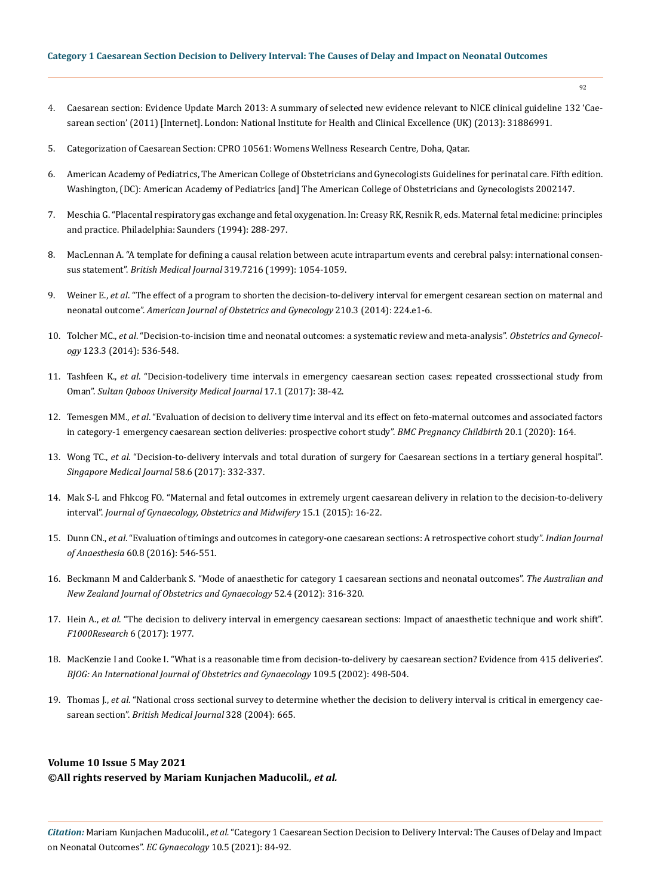4. Caesarean section: Evidence Update March 2013: A summary of selected new evidence relevant to NICE clinical guideline 132 'Caesarean section' (2011) [Internet]. London: National Institute for Health and Clinical Excellence (UK) (2013): 31886991.

5. Categorization of Caesarean Section: CPRO 10561: Womens Wellness Research Centre, Doha, Qatar.

6. American Academy of Pediatrics, The American College of Obstetricians and Gynecologists Guidelines for perinatal care. Fifth edition. Washington, (DC): American Academy of Pediatrics [and] The American College of Obstetricians and Gynecologists 2002147.

7. Meschia G. "Placental respiratory gas exchange and fetal oxygenation. In: Creasy RK, Resnik R, eds. Maternal fetal medicine: principles and practice. Philadelphia: Saunders (1994): 288-297.

8. MacLennan A. "A template for defining a causal relation between acute intrapartum events and cerebral palsy: international consensus statement". *British Medical Journal* 319.7216 (1999): 1054-1059.

9. Weiner E., *et al*. "The effect of a program to shorten the decision-to-delivery interval for emergent cesarean section on maternal and neonatal outcome". *American Journal of Obstetrics and Gynecology* 210.3 (2014): 224.e1-6.

10. Tolcher MC., *et al*. "Decision-to-incision time and neonatal outcomes: a systematic review and meta-analysis". *Obstetrics and Gynecology* 123.3 (2014): 536-548.

11. Tashfeen K., *et al*. "Decision-todelivery time intervals in emergency caesarean section cases: repeated crosssectional study from Oman". *Sultan Qaboos University Medical Journal* 17.1 (2017): 38-42.

12. Temesgen MM., *et al*. "Evaluation of decision to delivery time interval and its effect on feto-maternal outcomes and associated factors in category-1 emergency caesarean section deliveries: prospective cohort study". *BMC Pregnancy Childbirth* 20.1 (2020): 164.

13. Wong TC., *et al*. "Decision-to-delivery intervals and total duration of surgery for Caesarean sections in a tertiary general hospital". *Singapore Medical Journal* 58.6 (2017): 332-337.

14. Mak S-L and Fhkcog FO. "Maternal and fetal outcomes in extremely urgent caesarean delivery in relation to the decision-to-delivery interval". *Journal of Gynaecology, Obstetrics and Midwifery* 15.1 (2015): 16-22.

15. Dunn CN., *et al*. "Evaluation of timings and outcomes in category-one caesarean sections: A retrospective cohort study". *Indian Journal of Anaesthesia* 60.8 (2016): 546-551.

16. Beckmann M and Calderbank S. "Mode of anaesthetic for category 1 caesarean sections and neonatal outcomes". *The Australian and New Zealand Journal of Obstetrics and Gynaecology* 52.4 (2012): 316-320.

17. Hein A., *et al*. "The decision to delivery interval in emergency caesarean sections: Impact of anaesthetic technique and work shift". *F1000Research* 6 (2017): 1977.

18. MacKenzie I and Cooke I. "What is a reasonable time from decision-to-delivery by caesarean section? Evidence from 415 deliveries". *BJOG: An International Journal of Obstetrics and Gynaecology* 109.5 (2002): 498-504.

19. Thomas J., *et al*. "National cross sectional survey to determine whether the decision to delivery interval is critical in emergency caesarean section". *British Medical Journal* 328 (2004): 665.

**©All rights reserved by Mariam Kunjachen Maducolil*., et al.***